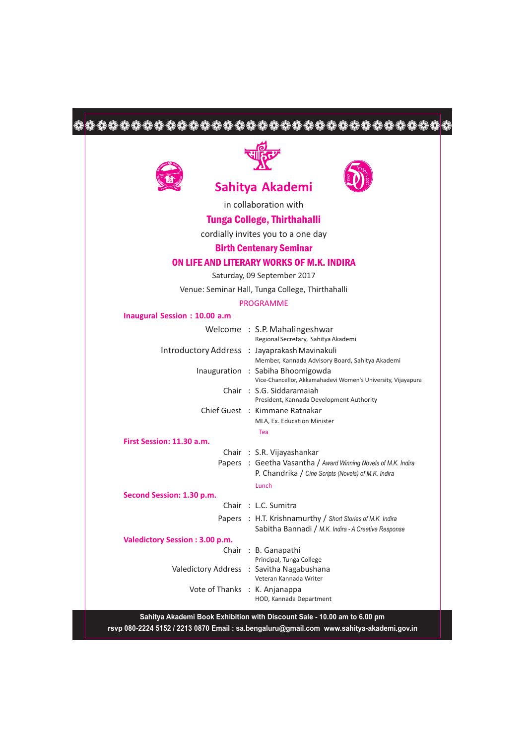# Sahitya Akademi

in collaboration with

## Tunga College, Thirthahalli

cordially invites you to a one day

## Birth Centenary Seminar

## ON LIFE AND LITERARY WORKS OF M.K. INDIRA

Saturday, 09 September 2017

Venue: Seminar Hall, Tunga College, Thirthahalli

PROGRAMME

**Inaugural Session : 10.00 a.m**

Welcome : S.P. Mahalingeshwar
Regional Secretary, Sahitya Akademi

Introductory Address : Jayaprakash Mavinakuli
Member, Kannada Advisory Board, Sahitya Akademi

Inauguration : Sabiha Bhoomigowda
Vice-Chancellor, Akkamahadevi Women's University, Vijayapura

Chair : S.G. Siddaramaiah
President, Kannada Development Authority

Chief Guest : Kimmane Ratnakar
MLA, Ex. Education Minister

Tea

**First Session: 11.30 a.m.**

Chair : S.R. Vijayashankar

Papers : Geetha Vasantha / *Award Winning Novels of M.K. Indira*
P. Chandrika / *Cine Scripts (Novels) of M.K. Indira*

Lunch

**Second Session: 1.30 p.m.**

Chair : L.C. Sumitra

Papers : H.T. Krishnamurthy / *Short Stories of M.K. Indira*
Sabitha Bannadi / *M.K. Indira - A Creative Response*

**Valedictory Session : 3.00 p.m.**

Chair : B. Ganapathi
Principal, Tunga College

Valedictory Address : Savitha Nagabushana
Veteran Kannada Writer

Vote of Thanks : K. Anjanappa
HOD, Kannada Department

**Sahitya Akademi Book Exhibition with Discount Sale - 10.00 am to 6.00 pm**

**rsvp 080-2224 5152 / 2213 0870 Email : sa.bengaluru@gmail.com www.sahitya-akademi.gov.in**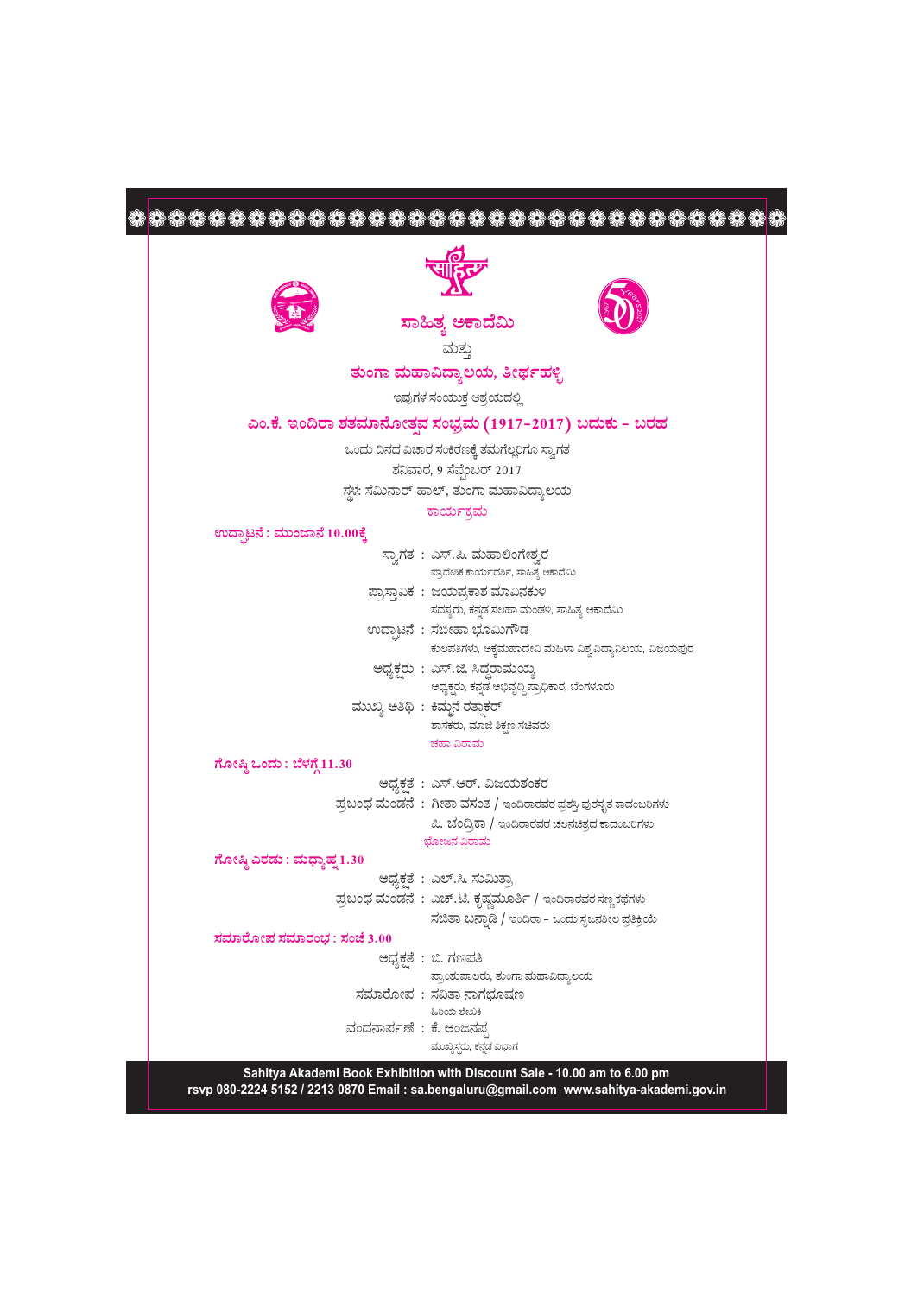# ಸಾಹಿತ್ಯ ಅಕಾದೆಮಿ

ಮತ್ತು

## ತುಂಗಾ ಮಹಾವಿದ್ಯಾಲಯ, ತೀರ್ಥಹಳ್ಳಿ

ಇವುಗಳ ಸಂಯುಕ್ತ ಆಶ್ರಯದಲ್ಲಿ

## ಎಂ.ಕೆ. ಇಂದಿರಾ ಶತಮಾನೋತ್ಸವ ಸಂಭ್ರಮ (1917-2017) ಬದುಕು - ಬರಹ

ಒಂದು ದಿನದ ವಿಚಾರ ಸಂಕಿರಣಕ್ಕೆ ತಮಗೆಲ್ಲರಿಗೂ ಸ್ವಾಗತ

ಶನಿವಾರ, 9 ಸೆಪ್ಟೆಂಬರ್ 2017

ಸ್ಥಳ: ಸೆಮಿನಾರ್ ಹಾಲ್, ತುಂಗಾ ಮಹಾವಿದ್ಯಾಲಯ

ಕಾರ್ಯಕ್ರಮ

**ಉದ್ಘಾಟನೆ : ಮುಂಜಾನೆ 10.00ಕ್ಕೆ**

ಸ್ವಾಗತ : ಎಸ್.ಪಿ. ಮಹಾಲಿಂಗೇಶ್ವರ
ಪ್ರಾದೇಶಿಕ ಕಾರ್ಯದರ್ಶಿ, ಸಾಹಿತ್ಯ ಅಕಾದೆಮಿ

ಪ್ರಾಸ್ತಾವಿಕ : ಜಯಪ್ರಕಾಶ ಮಾವಿನಕುಳಿ
ಸದಸ್ಯರು, ಕನ್ನಡ ಸಲಹಾ ಮಂಡಳಿ, ಸಾಹಿತ್ಯ ಅಕಾದೆಮಿ

ಉದ್ಘಾಟನೆ : ಸಬೀಹಾ ಭೂಮಿಗೌಡ
ಕುಲಪತಿಗಳು, ಅಕ್ಕಮಹಾದೇವಿ ಮಹಿಳಾ ವಿಶ್ವವಿದ್ಯಾನಿಲಯ, ವಿಜಯಪುರ

ಅಧ್ಯಕ್ಷರು : ಎಸ್.ಜಿ. ಸಿದ್ಧರಾಮಯ್ಯ
ಅಧ್ಯಕ್ಷರು, ಕನ್ನಡ ಅಭಿವೃದ್ಧಿ ಪ್ರಾಧಿಕಾರ, ಬೆಂಗಳೂರು

ಮುಖ್ಯ ಅತಿಥಿ : ಕಿಮ್ಮನೆ ರತ್ನಾಕರ್
ಶಾಸಕರು, ಮಾಜಿ ಶಿಕ್ಷಣ ಸಚಿವರು

ಚಹಾ ವಿರಾಮ

**ಗೋಷ್ಠಿ ಒಂದು : ಬೆಳಗ್ಗೆ 11.30**

ಅಧ್ಯಕ್ಷತೆ : ಎಸ್.ಆರ್. ವಿಜಯಶಂಕರ

ಪ್ರಬಂಧ ಮಂಡನೆ : ಗೀತಾ ವಸಂತ / ಇಂದಿರಾರವರ ಪ್ರಶಸ್ತಿ ಪುರಸ್ಕೃತ ಕಾದಂಬರಿಗಳು
ಪಿ. ಚಂದ್ರಿಕಾ / ಇಂದಿರಾರವರ ಚಲನಚಿತ್ರದ ಕಾದಂಬರಿಗಳು

ಭೋಜನ ವಿರಾಮ

**ಗೋಷ್ಠಿ ಎರಡು : ಮಧ್ಯಾಹ್ನ 1.30**

ಅಧ್ಯಕ್ಷತೆ : ಎಲ್.ಸಿ. ಸುಮಿತ್ರಾ

ಪ್ರಬಂಧ ಮಂಡನೆ : ಎಚ್.ಟಿ. ಕೃಷ್ಣಮೂರ್ತಿ / ಇಂದಿರಾರವರ ಸಣ್ಣ ಕಥೆಗಳು
ಸಬಿತಾ ಬನ್ನಾಡಿ / ಇಂದಿರಾ – ಒಂದು ಸೃಜನಶೀಲ ಪ್ರಕ್ರಿಯೆ

**ಸಮಾರೋಪ ಸಮಾರಂಭ : ಸಂಜೆ 3.00**

ಅಧ್ಯಕ್ಷತೆ : ಬಿ. ಗಣಪತಿ
ಪ್ರಾಂಶುಪಾಲರು, ತುಂಗಾ ಮಹಾವಿದ್ಯಾಲಯ

ಸಮಾರೋಪ : ಸವಿತಾ ನಾಗಭೂಷಣ
ಹಿರಿಯ ಲೇಖಕಿ

ವಂದನಾರ್ಪಣೆ : ಕೆ. ಆಂಜನಪ್ಪ
ಮುಖ್ಯಸ್ಥರು, ಕನ್ನಡ ವಿಭಾಗ

**Sahitya Akademi Book Exhibition with Discount Sale - 10.00 am to 6.00 pm**
**rsvp 080-2224 5152 / 2213 0870 Email : sa.bengaluru@gmail.com www.sahitya-akademi.gov.in**